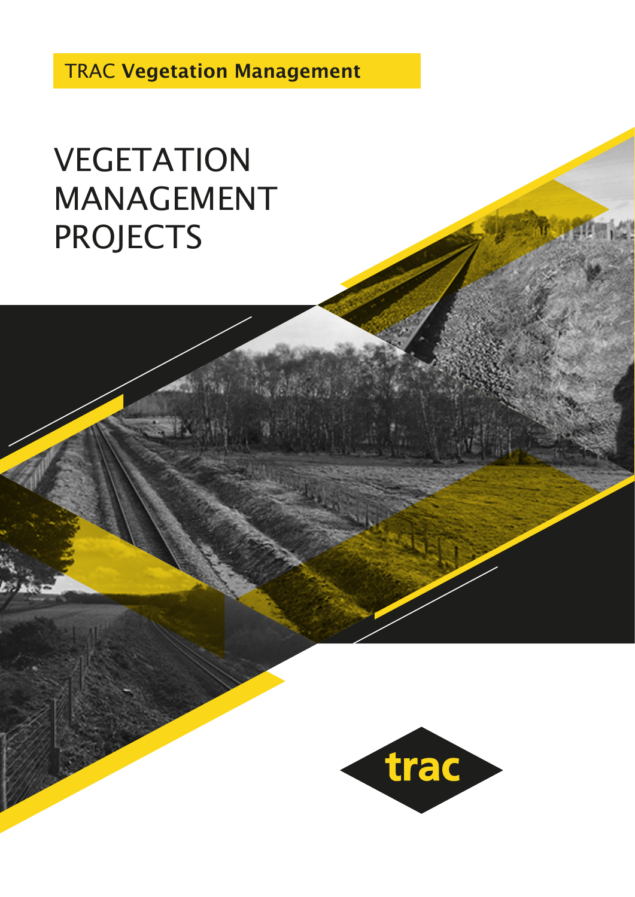TRAC **Vegetation Management**

# VEGETATION MANAGEMENT PROJECTS

trac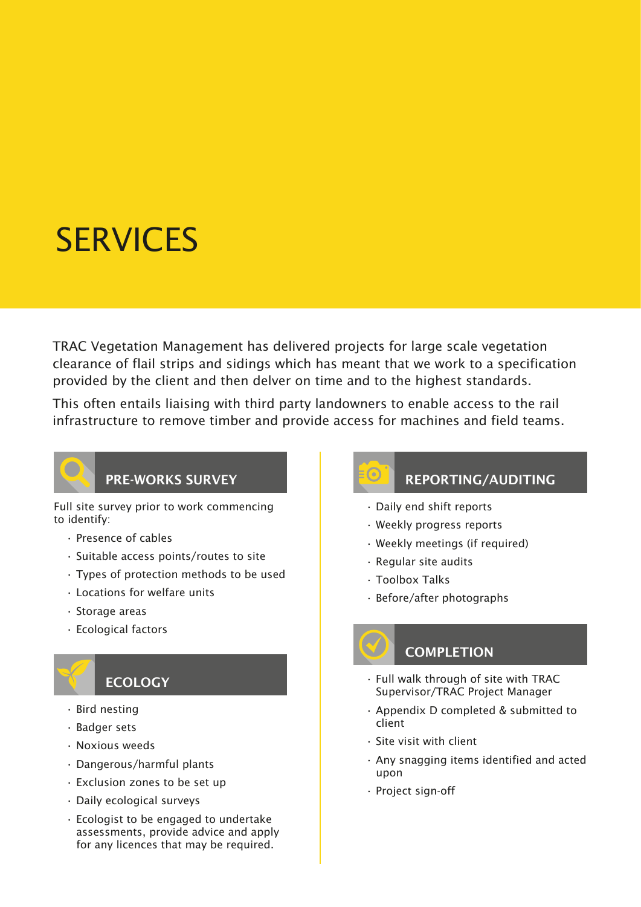# SERVICES

TRAC Vegetation Management has delivered projects for large scale vegetation clearance of flail strips and sidings which has meant that we work to a specification provided by the client and then delver on time and to the highest standards.

This often entails liaising with third party landowners to enable access to the rail infrastructure to remove timber and provide access for machines and field teams.

## PRE-WORKS SURVEY

Full site survey prior to work commencing to identify:

- Presence of cables
- Suitable access points/routes to site
- Types of protection methods to be used
- Locations for welfare units
- Storage areas
- Ecological factors

## ECOLOGY

- Bird nesting
- Badger sets
- Noxious weeds
- Dangerous/harmful plants
- Exclusion zones to be set up
- Daily ecological surveys
- Ecologist to be engaged to undertake assessments, provide advice and apply for any licences that may be required.

## REPORTING/AUDITING

- Daily end shift reports
- Weekly progress reports
- Weekly meetings (if required)
- Regular site audits
- Toolbox Talks
- Before/after photographs

## COMPLETION

- Full walk through of site with TRAC Supervisor/TRAC Project Manager
- Appendix D completed & submitted to client
- Site visit with client
- Any snagging items identified and acted upon
- Project sign-off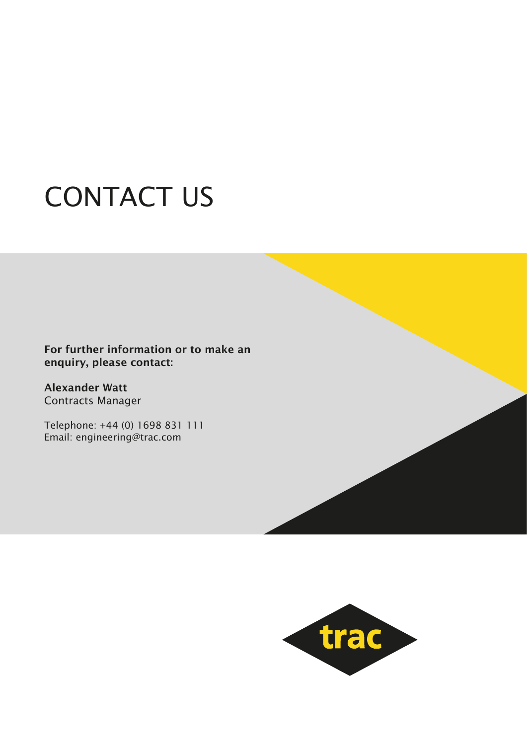# CONTACT US

**For further information or to make an enquiry, please contact:**

**Alexander Watt**
Contracts Manager

Telephone: +44 (0) 1698 831 111
Email: engineering@trac.com

trac